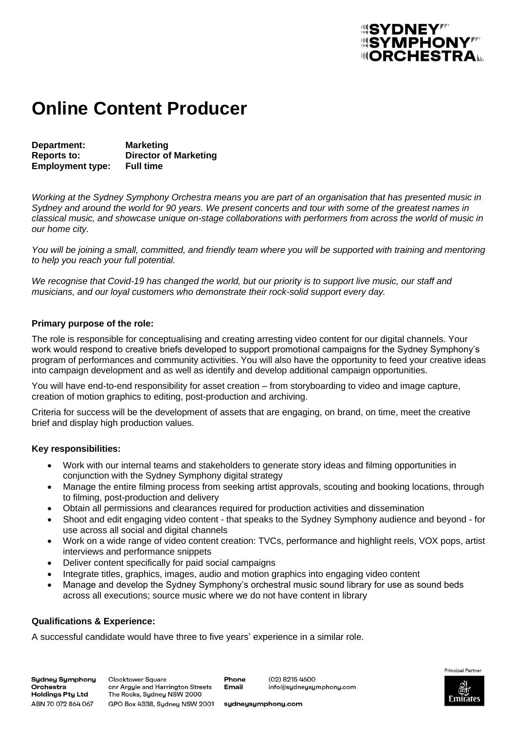# Online Content Producer

**Department:** Marketing
**Reports to:** Director of Marketing
**Employment type:** Full time

*Working at the Sydney Symphony Orchestra means you are part of an organisation that has presented music in Sydney and around the world for 90 years. We present concerts and tour with some of the greatest names in classical music, and showcase unique on-stage collaborations with performers from across the world of music in our home city.*

*You will be joining a small, committed, and friendly team where you will be supported with training and mentoring to help you reach your full potential.*

*We recognise that Covid-19 has changed the world, but our priority is to support live music, our staff and musicians, and our loyal customers who demonstrate their rock-solid support every day.*

**Primary purpose of the role:**

The role is responsible for conceptualising and creating arresting video content for our digital channels. Your work would respond to creative briefs developed to support promotional campaigns for the Sydney Symphony's program of performances and community activities. You will also have the opportunity to feed your creative ideas into campaign development and as well as identify and develop additional campaign opportunities.

You will have end-to-end responsibility for asset creation – from storyboarding to video and image capture, creation of motion graphics to editing, post-production and archiving.

Criteria for success will be the development of assets that are engaging, on brand, on time, meet the creative brief and display high production values.

**Key responsibilities:**

- Work with our internal teams and stakeholders to generate story ideas and filming opportunities in conjunction with the Sydney Symphony digital strategy
- Manage the entire filming process from seeking artist approvals, scouting and booking locations, through to filming, post-production and delivery
- Obtain all permissions and clearances required for production activities and dissemination
- Shoot and edit engaging video content - that speaks to the Sydney Symphony audience and beyond - for use across all social and digital channels
- Work on a wide range of video content creation: TVCs, performance and highlight reels, VOX pops, artist interviews and performance snippets
- Deliver content specifically for paid social campaigns
- Integrate titles, graphics, images, audio and motion graphics into engaging video content
- Manage and develop the Sydney Symphony's orchestral music sound library for use as sound beds across all executions; source music where we do not have content in library

**Qualifications & Experience:**

A successful candidate would have three to five years' experience in a similar role.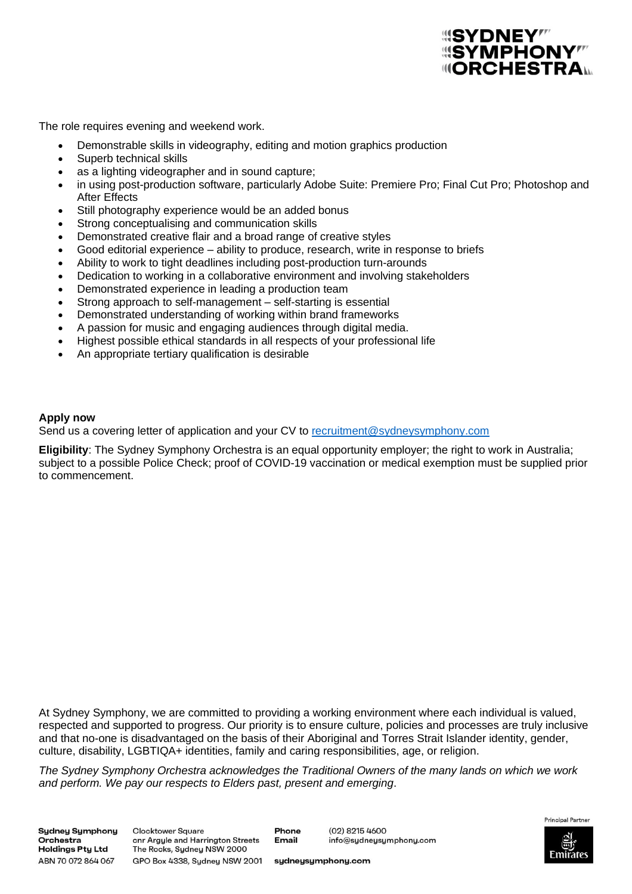The role requires evening and weekend work.

- Demonstrable skills in videography, editing and motion graphics production
- Superb technical skills
- as a lighting videographer and in sound capture;
- in using post-production software, particularly Adobe Suite: Premiere Pro; Final Cut Pro; Photoshop and After Effects
- Still photography experience would be an added bonus
- Strong conceptualising and communication skills
- Demonstrated creative flair and a broad range of creative styles
- Good editorial experience – ability to produce, research, write in response to briefs
- Ability to work to tight deadlines including post-production turn-arounds
- Dedication to working in a collaborative environment and involving stakeholders
- Demonstrated experience in leading a production team
- Strong approach to self-management – self-starting is essential
- Demonstrated understanding of working within brand frameworks
- A passion for music and engaging audiences through digital media.
- Highest possible ethical standards in all respects of your professional life
- An appropriate tertiary qualification is desirable

**Apply now**

Send us a covering letter of application and your CV to recruitment@sydneysymphony.com

**Eligibility**: The Sydney Symphony Orchestra is an equal opportunity employer; the right to work in Australia; subject to a possible Police Check; proof of COVID-19 vaccination or medical exemption must be supplied prior to commencement.

At Sydney Symphony, we are committed to providing a working environment where each individual is valued, respected and supported to progress. Our priority is to ensure culture, policies and processes are truly inclusive and that no-one is disadvantaged on the basis of their Aboriginal and Torres Strait Islander identity, gender, culture, disability, LGBTIQA+ identities, family and caring responsibilities, age, or religion.

*The Sydney Symphony Orchestra acknowledges the Traditional Owners of the many lands on which we work and perform. We pay our respects to Elders past, present and emerging*.